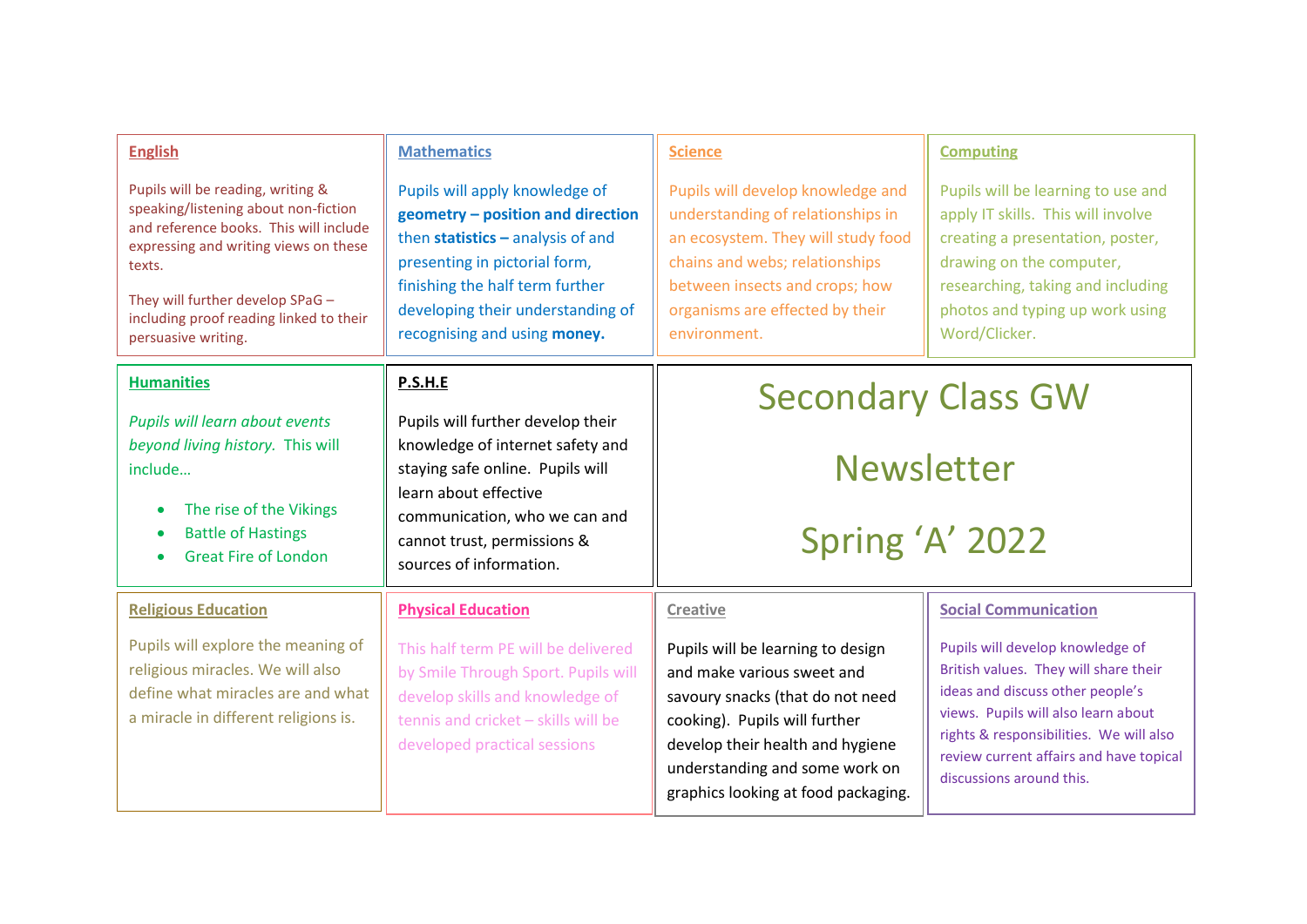# Secondary Class GW

# Newsletter

# Spring 'A' 2022

## English

Pupils will be reading, writing & speaking/listening about non-fiction and reference books. This will include expressing and writing views on these texts.

They will further develop SPaG – including proof reading linked to their persuasive writing.

## Mathematics

Pupils will apply knowledge of **geometry – position and direction** then **statistics –** analysis of and presenting in pictorial form, finishing the half term further developing their understanding of recognising and using **money.**

## Science

Pupils will develop knowledge and understanding of relationships in an ecosystem. They will study food chains and webs; relationships between insects and crops; how organisms are effected by their environment.

## Computing

Pupils will be learning to use and apply IT skills. This will involve creating a presentation, poster, drawing on the computer, researching, taking and including photos and typing up work using Word/Clicker.

## Humanities

*Pupils will learn about events beyond living history.* This will include…

- The rise of the Vikings
- Battle of Hastings
- Great Fire of London

## P.S.H.E

Pupils will further develop their knowledge of internet safety and staying safe online. Pupils will learn about effective communication, who we can and cannot trust, permissions & sources of information.

## Religious Education

Pupils will explore the meaning of religious miracles. We will also define what miracles are and what a miracle in different religions is.

## Physical Education

This half term PE will be delivered by Smile Through Sport. Pupils will develop skills and knowledge of tennis and cricket – skills will be developed practical sessions

## Creative

Pupils will be learning to design and make various sweet and savoury snacks (that do not need cooking). Pupils will further develop their health and hygiene understanding and some work on graphics looking at food packaging.

## Social Communication

Pupils will develop knowledge of British values. They will share their ideas and discuss other people's views. Pupils will also learn about rights & responsibilities. We will also review current affairs and have topical discussions around this.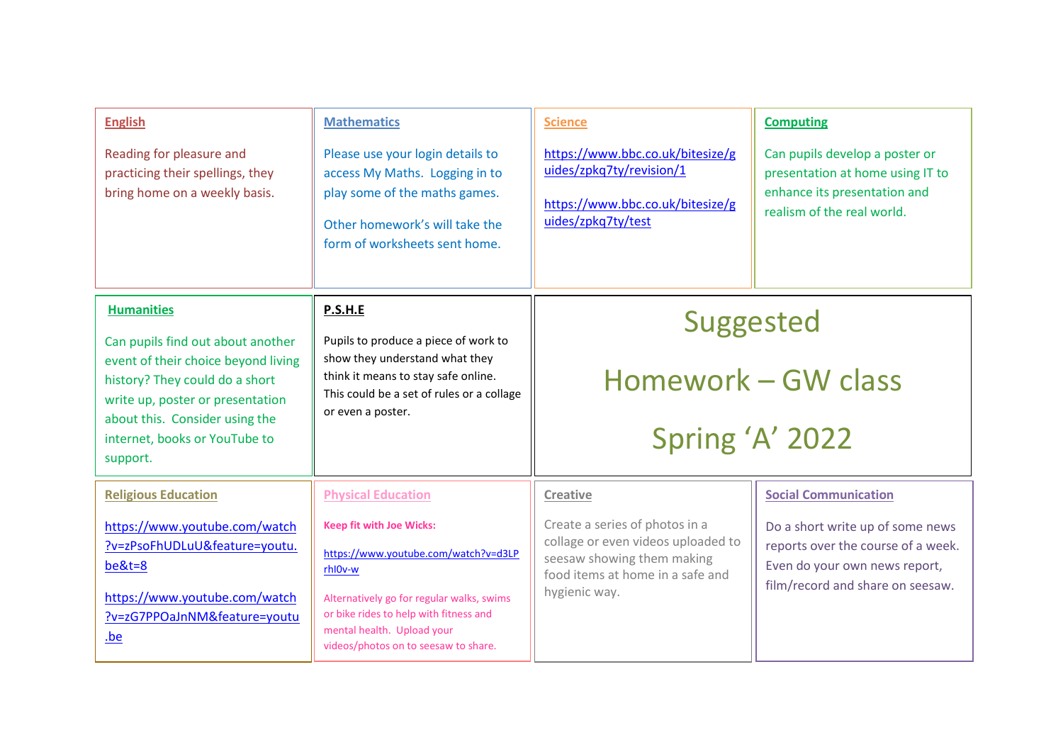# Suggested Homework – GW class Spring 'A' 2022

## English

Reading for pleasure and practicing their spellings, they bring home on a weekly basis.

## Mathematics

Please use your login details to access My Maths. Logging in to play some of the maths games.

Other homework's will take the form of worksheets sent home.

## Science

https://www.bbc.co.uk/bitesize/guides/zpkq7ty/revision/1

https://www.bbc.co.uk/bitesize/guides/zpkq7ty/test

## Computing

Can pupils develop a poster or presentation at home using IT to enhance its presentation and realism of the real world.

## Humanities

Can pupils find out about another event of their choice beyond living history? They could do a short write up, poster or presentation about this. Consider using the internet, books or YouTube to support.

## P.S.H.E

Pupils to produce a piece of work to show they understand what they think it means to stay safe online. This could be a set of rules or a collage or even a poster.

## Religious Education

https://www.youtube.com/watch?v=zPsoFhUDLuU&feature=youtu.be&t=8

https://www.youtube.com/watch?v=zG7PPOaJnNM&feature=youtu.be

## Physical Education

**Keep fit with Joe Wicks:**

https://www.youtube.com/watch?v=d3LPrhI0v-w

Alternatively go for regular walks, swims or bike rides to help with fitness and mental health. Upload your videos/photos on to seesaw to share.

## Creative

Create a series of photos in a collage or even videos uploaded to seesaw showing them making food items at home in a safe and hygienic way.

## Social Communication

Do a short write up of some news reports over the course of a week. Even do your own news report, film/record and share on seesaw.